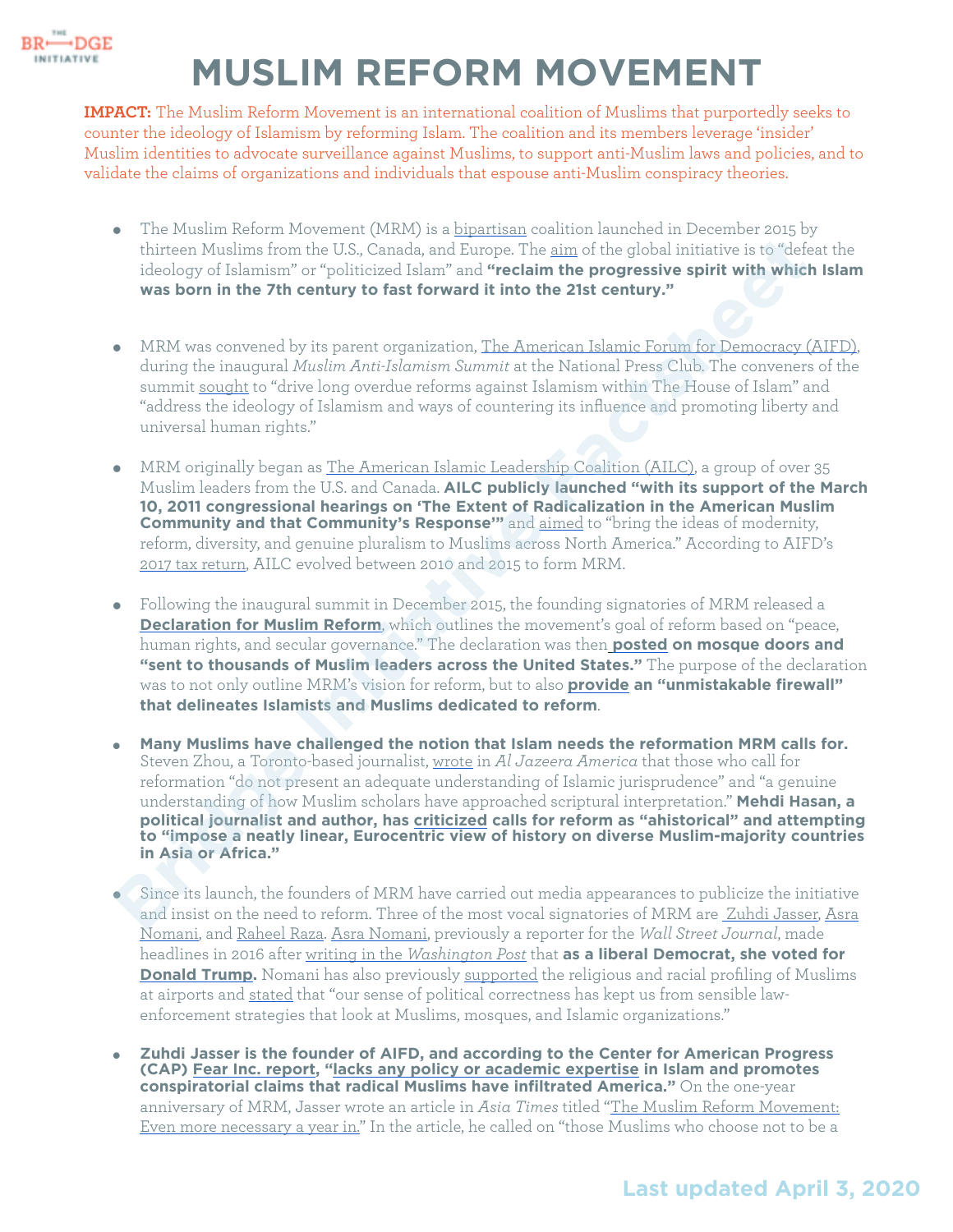# MUSLIM REFORM MOVEMENT

**IMPACT:** The Muslim Reform Movement is an international coalition of Muslims that purportedly seeks to counter the ideology of Islamism by reforming Islam. The coalition and its members leverage 'insider' Muslim identities to advocate surveillance against Muslims, to support anti-Muslim laws and policies, and to validate the claims of organizations and individuals that espouse anti-Muslim conspiracy theories.

- The Muslim Reform Movement (MRM) is a bipartisan coalition launched in December 2015 by thirteen Muslims from the U.S., Canada, and Europe. The aim of the global initiative is to "defeat the ideology of Islamism" or "politicized Islam" and **"reclaim the progressive spirit with which Islam was born in the 7th century to fast forward it into the 21st century."**

- MRM was convened by its parent organization, The American Islamic Forum for Democracy (AIFD), during the inaugural *Muslim Anti-Islamism Summit* at the National Press Club. The conveners of the summit sought to "drive long overdue reforms against Islamism within The House of Islam" and "address the ideology of Islamism and ways of countering its influence and promoting liberty and universal human rights."

- MRM originally began as The American Islamic Leadership Coalition (AILC), a group of over 35 Muslim leaders from the U.S. and Canada. **AILC publicly launched "with its support of the March 10, 2011 congressional hearings on 'The Extent of Radicalization in the American Muslim Community and that Community's Response'"** and aimed to "bring the ideas of modernity, reform, diversity, and genuine pluralism to Muslims across North America." According to AIFD's 2017 tax return, AILC evolved between 2010 and 2015 to form MRM.

- Following the inaugural summit in December 2015, the founding signatories of MRM released a **Declaration for Muslim Reform**, which outlines the movement's goal of reform based on "peace, human rights, and secular governance." The declaration was then **posted on mosque doors and "sent to thousands of Muslim leaders across the United States."** The purpose of the declaration was to not only outline MRM's vision for reform, but to also **provide an "unmistakable firewall" that delineates Islamists and Muslims dedicated to reform**.

- **Many Muslims have challenged the notion that Islam needs the reformation MRM calls for.** Steven Zhou, a Toronto-based journalist, wrote in *Al Jazeera America* that those who call for reformation "do not present an adequate understanding of Islamic jurisprudence" and "a genuine understanding of how Muslim scholars have approached scriptural interpretation." **Mehdi Hasan, a political journalist and author, has criticized calls for reform as "ahistorical" and attempting to "impose a neatly linear, Eurocentric view of history on diverse Muslim-majority countries in Asia or Africa."**

- Since its launch, the founders of MRM have carried out media appearances to publicize the initiative and insist on the need to reform. Three of the most vocal signatories of MRM are Zuhdi Jasser, Asra Nomani, and Raheel Raza. Asra Nomani, previously a reporter for the *Wall Street Journal*, made headlines in 2016 after writing in the *Washington Post* that **as a liberal Democrat, she voted for Donald Trump.** Nomani has also previously supported the religious and racial profiling of Muslims at airports and stated that "our sense of political correctness has kept us from sensible law-enforcement strategies that look at Muslims, mosques, and Islamic organizations."

- **Zuhdi Jasser is the founder of AIFD, and according to the Center for American Progress (CAP) Fear Inc. report, "lacks any policy or academic expertise in Islam and promotes conspiratorial claims that radical Muslims have infiltrated America."** On the one-year anniversary of MRM, Jasser wrote an article in *Asia Times* titled "The Muslim Reform Movement: Even more necessary a year in." In the article, he called on "those Muslims who choose not to be a

Last updated April 3, 2020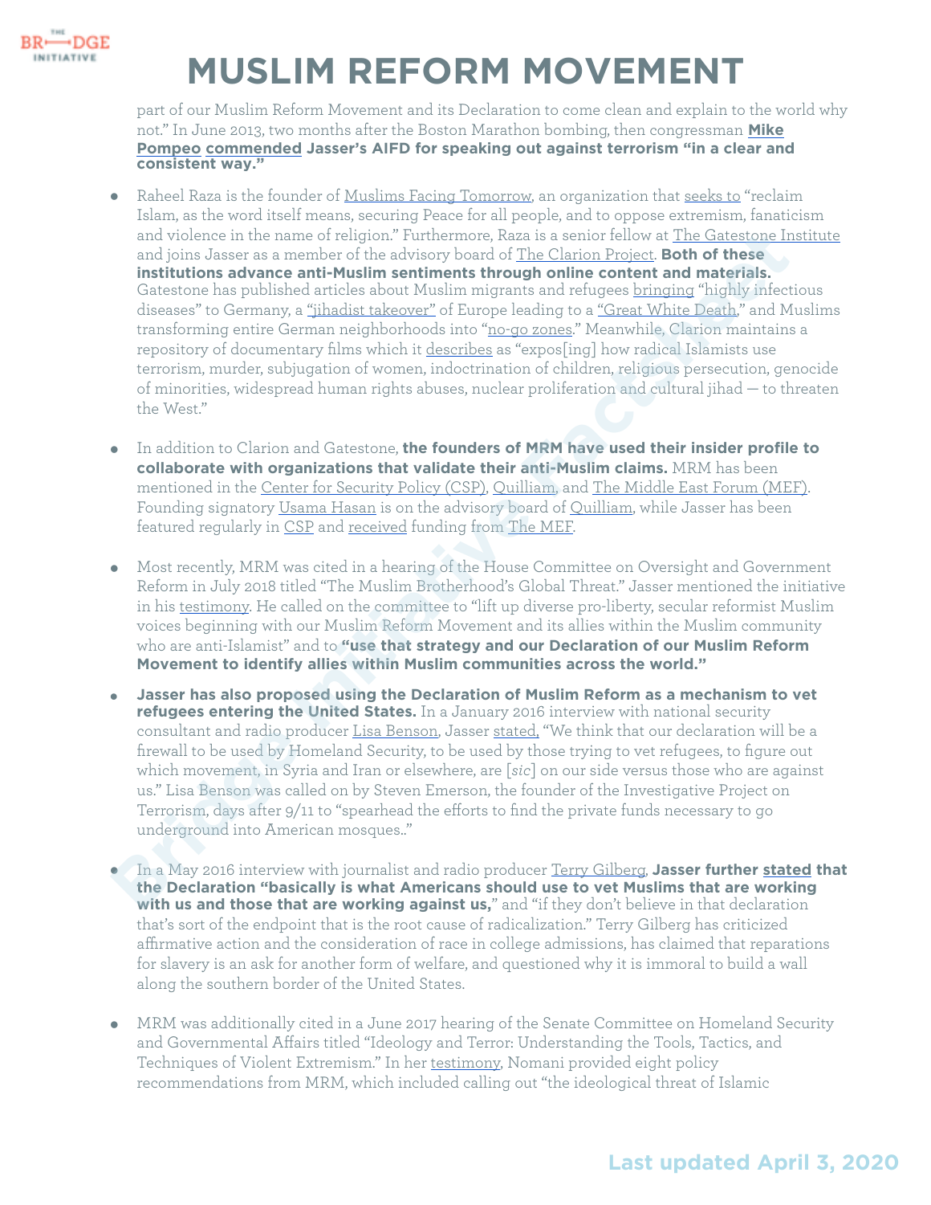part of our Muslim Reform Movement and its Declaration to come clean and explain to the world why not." In June 2013, two months after the Boston Marathon bombing, then congressman **Mike Pompeo commended Jasser's AIFD for speaking out against terrorism "in a clear and consistent way."**

- Raheel Raza is the founder of Muslims Facing Tomorrow, an organization that seeks to "reclaim Islam, as the word itself means, securing Peace for all people, and to oppose extremism, fanaticism and violence in the name of religion." Furthermore, Raza is a senior fellow at The Gatestone Institute and joins Jasser as a member of the advisory board of The Clarion Project. **Both of these institutions advance anti-Muslim sentiments through online content and materials.** Gatestone has published articles about Muslim migrants and refugees bringing "highly infectious diseases" to Germany, a "jihadist takeover" of Europe leading to a "Great White Death," and Muslims transforming entire German neighborhoods into "no-go zones." Meanwhile, Clarion maintains a repository of documentary films which it describes as "expos[ing] how radical Islamists use terrorism, murder, subjugation of women, indoctrination of children, religious persecution, genocide of minorities, widespread human rights abuses, nuclear proliferation and cultural jihad — to threaten the West."

- In addition to Clarion and Gatestone, **the founders of MRM have used their insider profile to collaborate with organizations that validate their anti-Muslim claims.** MRM has been mentioned in the Center for Security Policy (CSP), Quilliam, and The Middle East Forum (MEF). Founding signatory Usama Hasan is on the advisory board of Quilliam, while Jasser has been featured regularly in CSP and received funding from The MEF.

- Most recently, MRM was cited in a hearing of the House Committee on Oversight and Government Reform in July 2018 titled "The Muslim Brotherhood's Global Threat." Jasser mentioned the initiative in his testimony. He called on the committee to "lift up diverse pro-liberty, secular reformist Muslim voices beginning with our Muslim Reform Movement and its allies within the Muslim community who are anti-Islamist" and to **"use that strategy and our Declaration of our Muslim Reform Movement to identify allies within Muslim communities across the world."**

- **Jasser has also proposed using the Declaration of Muslim Reform as a mechanism to vet refugees entering the United States.** In a January 2016 interview with national security consultant and radio producer Lisa Benson, Jasser stated, "We think that our declaration will be a firewall to be used by Homeland Security, to be used by those trying to vet refugees, to figure out which movement, in Syria and Iran or elsewhere, are [*sic*] on our side versus those who are against us." Lisa Benson was called on by Steven Emerson, the founder of the Investigative Project on Terrorism, days after 9/11 to "spearhead the efforts to find the private funds necessary to go underground into American mosques.."

- In a May 2016 interview with journalist and radio producer Terry Gilberg, **Jasser further stated that the Declaration "basically is what Americans should use to vet Muslims that are working with us and those that are working against us,"** and "if they don't believe in that declaration that's sort of the endpoint that is the root cause of radicalization." Terry Gilberg has criticized affirmative action and the consideration of race in college admissions, has claimed that reparations for slavery is an ask for another form of welfare, and questioned why it is immoral to build a wall along the southern border of the United States.

- MRM was additionally cited in a June 2017 hearing of the Senate Committee on Homeland Security and Governmental Affairs titled "Ideology and Terror: Understanding the Tools, Tactics, and Techniques of Violent Extremism." In her testimony, Nomani provided eight policy recommendations from MRM, which included calling out "the ideological threat of Islamic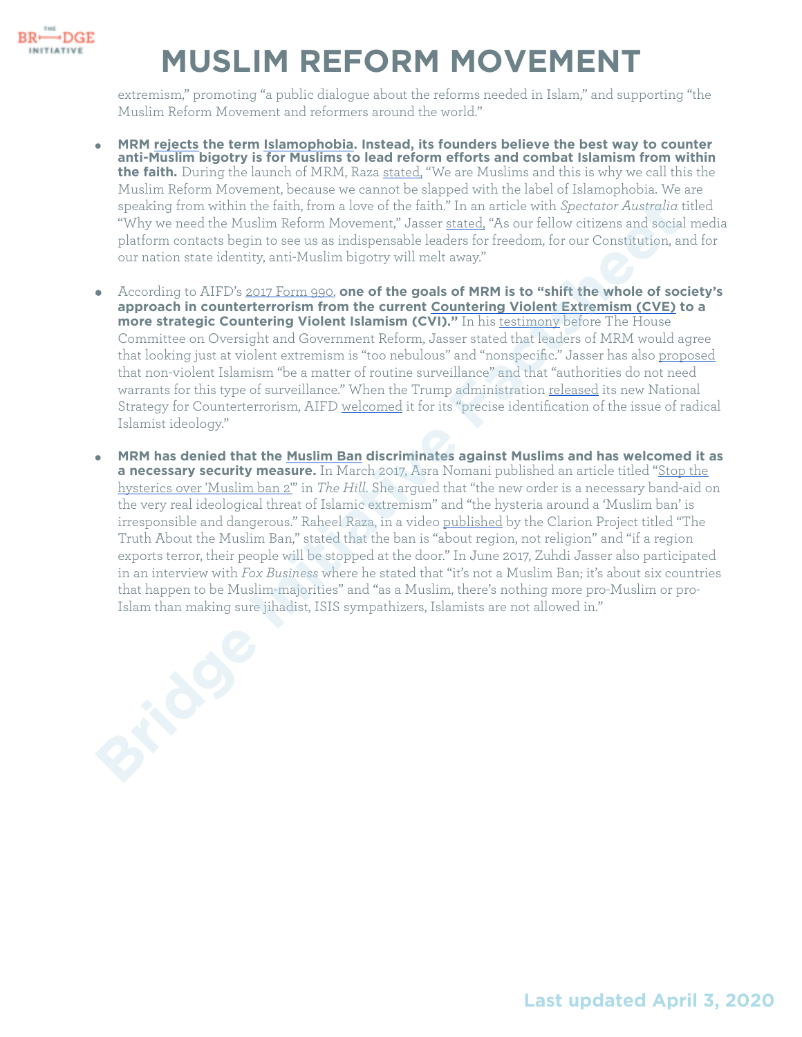extremism," promoting "a public dialogue about the reforms needed in Islam," and supporting "the Muslim Reform Movement and reformers around the world."

- **MRM rejects the term Islamophobia. Instead, its founders believe the best way to counter anti-Muslim bigotry is for Muslims to lead reform efforts and combat Islamism from within the faith.** During the launch of MRM, Raza stated, "We are Muslims and this is why we call this the Muslim Reform Movement, because we cannot be slapped with the label of Islamophobia. We are speaking from within the faith, from a love of the faith." In an article with *Spectator Australia* titled "Why we need the Muslim Reform Movement," Jasser stated, "As our fellow citizens and social media platform contacts begin to see us as indispensable leaders for freedom, for our Constitution, and for our nation state identity, anti-Muslim bigotry will melt away."

- According to AIFD's 2017 Form 990, **one of the goals of MRM is to "shift the whole of society's approach in counterterrorism from the current Countering Violent Extremism (CVE) to a more strategic Countering Violent Islamism (CVI)."** In his testimony before The House Committee on Oversight and Government Reform, Jasser stated that leaders of MRM would agree that looking just at violent extremism is "too nebulous" and "nonspecific." Jasser has also proposed that non-violent Islamism "be a matter of routine surveillance" and that "authorities do not need warrants for this type of surveillance." When the Trump administration released its new National Strategy for Counterterrorism, AIFD welcomed it for its "precise identification of the issue of radical Islamist ideology."

- **MRM has denied that the Muslim Ban discriminates against Muslims and has welcomed it as a necessary security measure.** In March 2017, Asra Nomani published an article titled "Stop the hysterics over 'Muslim ban 2'" in *The Hill*. She argued that "the new order is a necessary band-aid on the very real ideological threat of Islamic extremism" and "the hysteria around a 'Muslim ban' is irresponsible and dangerous." Raheel Raza, in a video published by the Clarion Project titled "The Truth About the Muslim Ban," stated that the ban is "about region, not religion" and "if a region exports terror, their people will be stopped at the door." In June 2017, Zuhdi Jasser also participated in an interview with *Fox Business* where he stated that "it's not a Muslim Ban; it's about six countries that happen to be Muslim-majorities" and "as a Muslim, there's nothing more pro-Muslim or pro-Islam than making sure jihadist, ISIS sympathizers, Islamists are not allowed in."

Last updated April 3, 2020